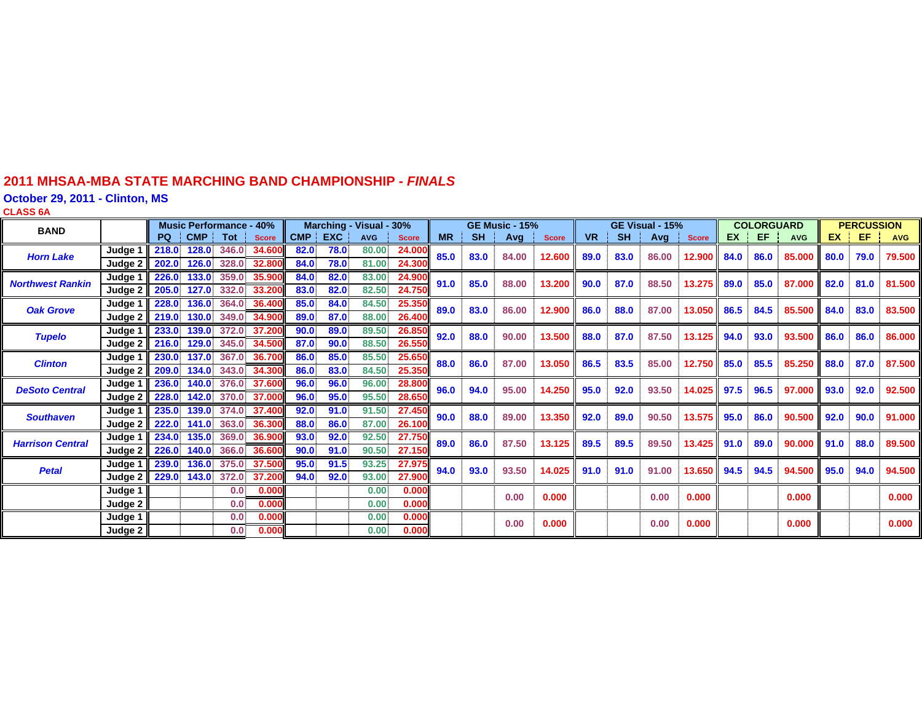# 2011 MHSAA-MBA STATE MARCHING BAND CHAMPIONSHIP - *FINALS*

## October 29, 2011 - Clinton, MS

### CLASS 6A

| BAND | | Music Performance - 40% | | | | Marching - Visual - 30% | | | | GE Music - 15% | | | | GE Visual - 15% | | | | COLORGUARD | | | PERCUSSION | | |
|---|---|---|---|---|---|---|---|---|---|---|---|---|---|---|---|---|---|---|---|---|---|---|---|
| | | PQ | CMP | Tot | Score | CMP | EXC | AVG | Score | MR | SH | Avg | Score | VR | SH | Avg | Score | EX | EF | AVG | EX | EF | AVG |
| *Horn Lake* | Judge 1 | 218.0 | 128.0 | 346.0 | 34.600 | 82.0 | 78.0 | 80.00 | 24.000 | 85.0 | 83.0 | 84.00 | 12.600 | 89.0 | 83.0 | 86.00 | 12.900 | 84.0 | 86.0 | 85.000 | 80.0 | 79.0 | 79.500 |
| | Judge 2 | 202.0 | 126.0 | 328.0 | 32.800 | 84.0 | 78.0 | 81.00 | 24.300 | | | | | | | | | | | | | | |
| *Northwest Rankin* | Judge 1 | 226.0 | 133.0 | 359.0 | 35.900 | 84.0 | 82.0 | 83.00 | 24.900 | 91.0 | 85.0 | 88.00 | 13.200 | 90.0 | 87.0 | 88.50 | 13.275 | 89.0 | 85.0 | 87.000 | 82.0 | 81.0 | 81.500 |
| | Judge 2 | 205.0 | 127.0 | 332.0 | 33.200 | 83.0 | 82.0 | 82.50 | 24.750 | | | | | | | | | | | | | | |
| *Oak Grove* | Judge 1 | 228.0 | 136.0 | 364.0 | 36.400 | 85.0 | 84.0 | 84.50 | 25.350 | 89.0 | 83.0 | 86.00 | 12.900 | 86.0 | 88.0 | 87.00 | 13.050 | 86.5 | 84.5 | 85.500 | 84.0 | 83.0 | 83.500 |
| | Judge 2 | 219.0 | 130.0 | 349.0 | 34.900 | 89.0 | 87.0 | 88.00 | 26.400 | | | | | | | | | | | | | | |
| *Tupelo* | Judge 1 | 233.0 | 139.0 | 372.0 | 37.200 | 90.0 | 89.0 | 89.50 | 26.850 | 92.0 | 88.0 | 90.00 | 13.500 | 88.0 | 87.0 | 87.50 | 13.125 | 94.0 | 93.0 | 93.500 | 86.0 | 86.0 | 86.000 |
| | Judge 2 | 216.0 | 129.0 | 345.0 | 34.500 | 87.0 | 90.0 | 88.50 | 26.550 | | | | | | | | | | | | | | |
| *Clinton* | Judge 1 | 230.0 | 137.0 | 367.0 | 36.700 | 86.0 | 85.0 | 85.50 | 25.650 | 88.0 | 86.0 | 87.00 | 13.050 | 86.5 | 83.5 | 85.00 | 12.750 | 85.0 | 85.5 | 85.250 | 88.0 | 87.0 | 87.500 |
| | Judge 2 | 209.0 | 134.0 | 343.0 | 34.300 | 86.0 | 83.0 | 84.50 | 25.350 | | | | | | | | | | | | | | |
| *DeSoto Central* | Judge 1 | 236.0 | 140.0 | 376.0 | 37.600 | 96.0 | 96.0 | 96.00 | 28.800 | 96.0 | 94.0 | 95.00 | 14.250 | 95.0 | 92.0 | 93.50 | 14.025 | 97.5 | 96.5 | 97.000 | 93.0 | 92.0 | 92.500 |
| | Judge 2 | 228.0 | 142.0 | 370.0 | 37.000 | 96.0 | 95.0 | 95.50 | 28.650 | | | | | | | | | | | | | | |
| *Southaven* | Judge 1 | 235.0 | 139.0 | 374.0 | 37.400 | 92.0 | 91.0 | 91.50 | 27.450 | 90.0 | 88.0 | 89.00 | 13.350 | 92.0 | 89.0 | 90.50 | 13.575 | 95.0 | 86.0 | 90.500 | 92.0 | 90.0 | 91.000 |
| | Judge 2 | 222.0 | 141.0 | 363.0 | 36.300 | 88.0 | 86.0 | 87.00 | 26.100 | | | | | | | | | | | | | | |
| *Harrison Central* | Judge 1 | 234.0 | 135.0 | 369.0 | 36.900 | 93.0 | 92.0 | 92.50 | 27.750 | 89.0 | 86.0 | 87.50 | 13.125 | 89.5 | 89.5 | 89.50 | 13.425 | 91.0 | 89.0 | 90.000 | 91.0 | 88.0 | 89.500 |
| | Judge 2 | 226.0 | 140.0 | 366.0 | 36.600 | 90.0 | 91.0 | 90.50 | 27.150 | | | | | | | | | | | | | | |
| *Petal* | Judge 1 | 239.0 | 136.0 | 375.0 | 37.500 | 95.0 | 91.5 | 93.25 | 27.975 | 94.0 | 93.0 | 93.50 | 14.025 | 91.0 | 91.0 | 91.00 | 13.650 | 94.5 | 94.5 | 94.500 | 95.0 | 94.0 | 94.500 |
| | Judge 2 | 229.0 | 143.0 | 372.0 | 37.200 | 94.0 | 92.0 | 93.00 | 27.900 | | | | | | | | | | | | | | |
| | Judge 1 | | | 0.0 | 0.000 | | | 0.00 | 0.000 | | | 0.00 | 0.000 | | | 0.00 | 0.000 | | | 0.000 | | | 0.000 |
| | Judge 2 | | | 0.0 | 0.000 | | | 0.00 | 0.000 | | | | | | | | | | | | | | |
| | Judge 1 | | | 0.0 | 0.000 | | | 0.00 | 0.000 | | | 0.00 | 0.000 | | | 0.00 | 0.000 | | | 0.000 | | | 0.000 |
| | Judge 2 | | | 0.0 | 0.000 | | | 0.00 | 0.000 | | | | | | | | | | | | | | |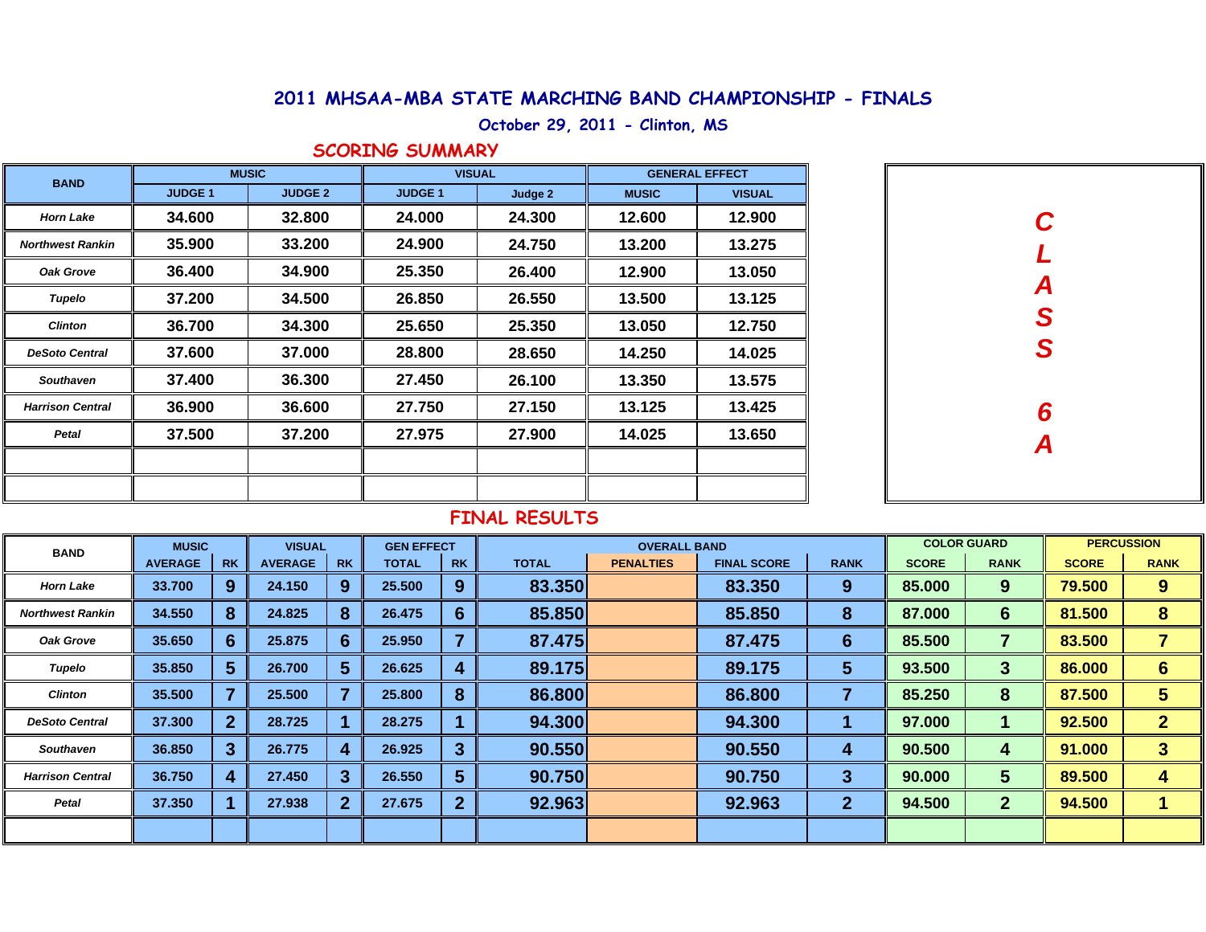# 2011 MHSAA-MBA STATE MARCHING BAND CHAMPIONSHIP - FINALS

October 29, 2011 - Clinton, MS

## SCORING SUMMARY

**CLASS 6A**

| BAND | MUSIC | | VISUAL | | GENERAL EFFECT | |
|---|---|---|---|---|---|---|
| | JUDGE 1 | JUDGE 2 | JUDGE 1 | Judge 2 | MUSIC | VISUAL |
| *Horn Lake* | 34.600 | 32.800 | 24.000 | 24.300 | 12.600 | 12.900 |
| *Northwest Rankin* | 35.900 | 33.200 | 24.900 | 24.750 | 13.200 | 13.275 |
| *Oak Grove* | 36.400 | 34.900 | 25.350 | 26.400 | 12.900 | 13.050 |
| *Tupelo* | 37.200 | 34.500 | 26.850 | 26.550 | 13.500 | 13.125 |
| *Clinton* | 36.700 | 34.300 | 25.650 | 25.350 | 13.050 | 12.750 |
| *DeSoto Central* | 37.600 | 37.000 | 28.800 | 28.650 | 14.250 | 14.025 |
| *Southaven* | 37.400 | 36.300 | 27.450 | 26.100 | 13.350 | 13.575 |
| *Harrison Central* | 36.900 | 36.600 | 27.750 | 27.150 | 13.125 | 13.425 |
| *Petal* | 37.500 | 37.200 | 27.975 | 27.900 | 14.025 | 13.650 |
| | | | | | | |
| | | | | | | |

## FINAL RESULTS

| BAND | MUSIC | | VISUAL | | GEN EFFECT | | OVERALL BAND | | | | COLOR GUARD | | PERCUSSION | |
|---|---|---|---|---|---|---|---|---|---|---|---|---|---|---|
| | AVERAGE | RK | AVERAGE | RK | TOTAL | RK | TOTAL | PENALTIES | FINAL SCORE | RANK | SCORE | RANK | SCORE | RANK |
| *Horn Lake* | 33.700 | 9 | 24.150 | 9 | 25.500 | 9 | 83.350 | | 83.350 | 9 | 85.000 | 9 | 79.500 | 9 |
| *Northwest Rankin* | 34.550 | 8 | 24.825 | 8 | 26.475 | 6 | 85.850 | | 85.850 | 8 | 87.000 | 6 | 81.500 | 8 |
| *Oak Grove* | 35.650 | 6 | 25.875 | 6 | 25.950 | 7 | 87.475 | | 87.475 | 6 | 85.500 | 7 | 83.500 | 7 |
| *Tupelo* | 35.850 | 5 | 26.700 | 5 | 26.625 | 4 | 89.175 | | 89.175 | 5 | 93.500 | 3 | 86.000 | 6 |
| *Clinton* | 35.500 | 7 | 25.500 | 7 | 25.800 | 8 | 86.800 | | 86.800 | 7 | 85.250 | 8 | 87.500 | 5 |
| *DeSoto Central* | 37.300 | 2 | 28.725 | 1 | 28.275 | 1 | 94.300 | | 94.300 | 1 | 97.000 | 1 | 92.500 | 2 |
| *Southaven* | 36.850 | 3 | 26.775 | 4 | 26.925 | 3 | 90.550 | | 90.550 | 4 | 90.500 | 4 | 91.000 | 3 |
| *Harrison Central* | 36.750 | 4 | 27.450 | 3 | 26.550 | 5 | 90.750 | | 90.750 | 3 | 90.000 | 5 | 89.500 | 4 |
| *Petal* | 37.350 | 1 | 27.938 | 2 | 27.675 | 2 | 92.963 | | 92.963 | 2 | 94.500 | 2 | 94.500 | 1 |
| | | | | | | | | | | | | | | |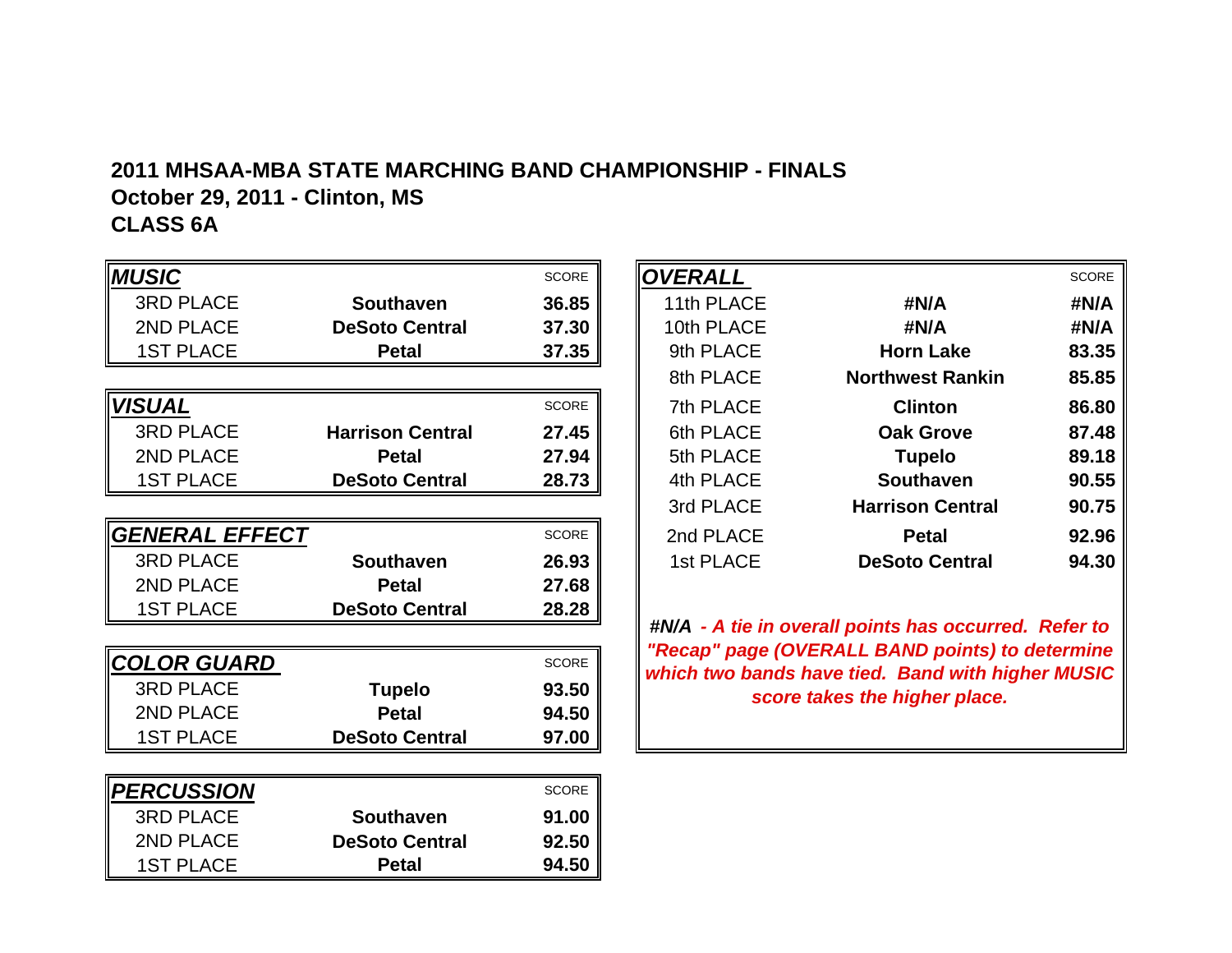**2011 MHSAA-MBA STATE MARCHING BAND CHAMPIONSHIP - FINALS**
**October 29, 2011 - Clinton, MS**
**CLASS 6A**

| ***MUSIC*** | | SCORE |
|---|---|---|
| 3RD PLACE | **Southaven** | **36.85** |
| 2ND PLACE | **DeSoto Central** | **37.30** |
| 1ST PLACE | **Petal** | **37.35** |

| ***VISUAL*** | | SCORE |
|---|---|---|
| 3RD PLACE | **Harrison Central** | **27.45** |
| 2ND PLACE | **Petal** | **27.94** |
| 1ST PLACE | **DeSoto Central** | **28.73** |

| ***GENERAL EFFECT*** | | SCORE |
|---|---|---|
| 3RD PLACE | **Southaven** | **26.93** |
| 2ND PLACE | **Petal** | **27.68** |
| 1ST PLACE | **DeSoto Central** | **28.28** |

| ***COLOR GUARD*** | | SCORE |
|---|---|---|
| 3RD PLACE | **Tupelo** | **93.50** |
| 2ND PLACE | **Petal** | **94.50** |
| 1ST PLACE | **DeSoto Central** | **97.00** |

| ***PERCUSSION*** | | SCORE |
|---|---|---|
| 3RD PLACE | **Southaven** | **91.00** |
| 2ND PLACE | **DeSoto Central** | **92.50** |
| 1ST PLACE | **Petal** | **94.50** |

| ***OVERALL*** | | SCORE |
|---|---|---|
| 11th PLACE | **#N/A** | **#N/A** |
| 10th PLACE | **#N/A** | **#N/A** |
| 9th PLACE | **Horn Lake** | **83.35** |
| 8th PLACE | **Northwest Rankin** | **85.85** |
| 7th PLACE | **Clinton** | **86.80** |
| 6th PLACE | **Oak Grove** | **87.48** |
| 5th PLACE | **Tupelo** | **89.18** |
| 4th PLACE | **Southaven** | **90.55** |
| 3rd PLACE | **Harrison Central** | **90.75** |
| 2nd PLACE | **Petal** | **92.96** |
| 1st PLACE | **DeSoto Central** | **94.30** |

***#N/A** - A tie in overall points has occurred. Refer to "Recap" page (OVERALL BAND points) to determine which two bands have tied. Band with higher MUSIC score takes the higher place.*